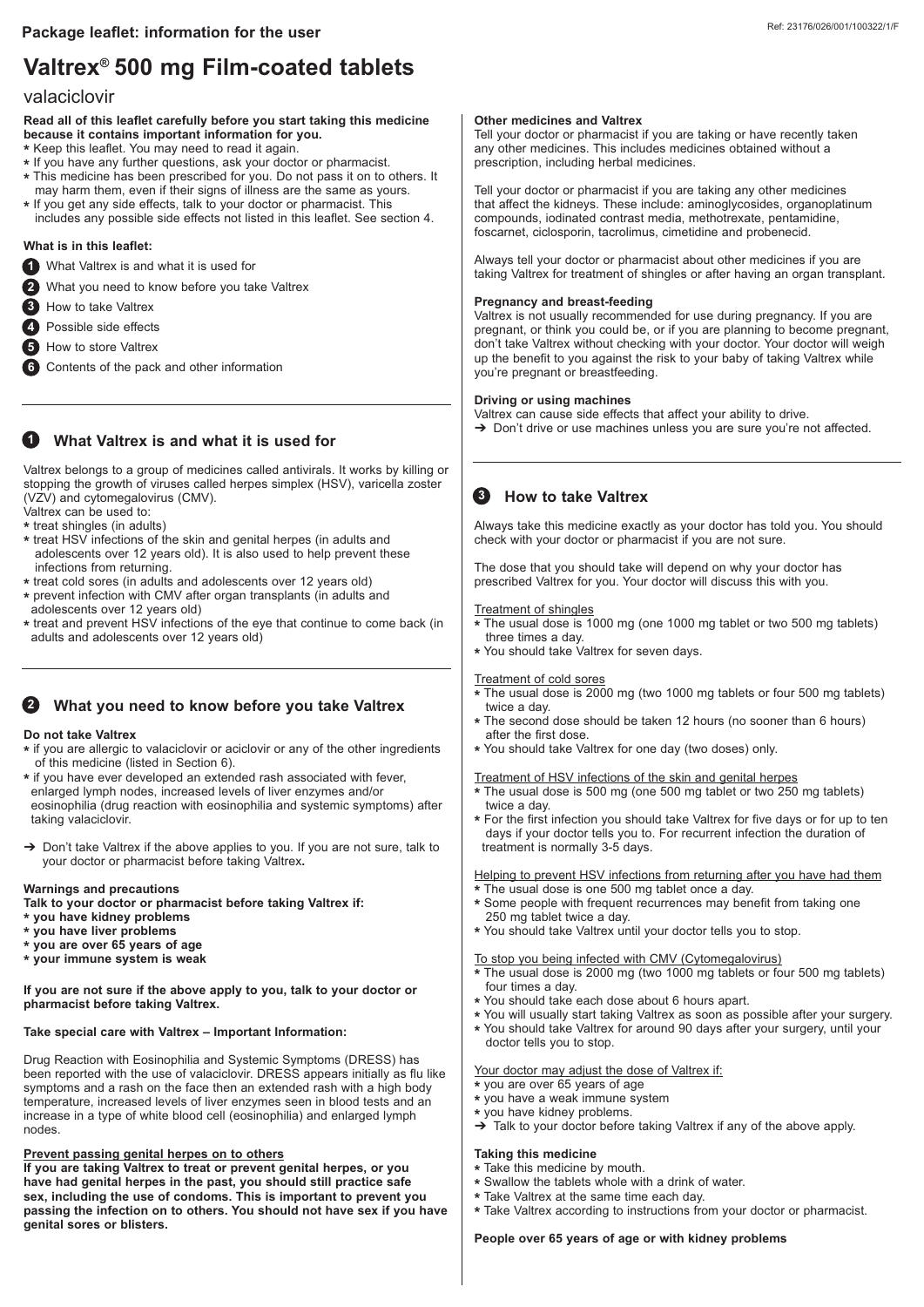**Package leaflet: information for the user**

# Valtrex® 500 mg Film-coated tablets

valaciclovir

**Read all of this leaflet carefully before you start taking this medicine because it contains important information for you.**

- Keep this leaflet. You may need to read it again.
- If you have any further questions, ask your doctor or pharmacist.
- This medicine has been prescribed for you. Do not pass it on to others. It may harm them, even if their signs of illness are the same as yours.
- If you get any side effects, talk to your doctor or pharmacist. This includes any possible side effects not listed in this leaflet. See section 4.

**What is in this leaflet:**

1. What Valtrex is and what it is used for
2. What you need to know before you take Valtrex
3. How to take Valtrex
4. Possible side effects
5. How to store Valtrex
6. Contents of the pack and other information

## 1 What Valtrex is and what it is used for

Valtrex belongs to a group of medicines called antivirals. It works by killing or stopping the growth of viruses called herpes simplex (HSV), varicella zoster (VZV) and cytomegalovirus (CMV).

Valtrex can be used to:

- treat shingles (in adults)
- treat HSV infections of the skin and genital herpes (in adults and adolescents over 12 years old). It is also used to help prevent these infections from returning.
- treat cold sores (in adults and adolescents over 12 years old)
- prevent infection with CMV after organ transplants (in adults and adolescents over 12 years old)
- treat and prevent HSV infections of the eye that continue to come back (in adults and adolescents over 12 years old)

## 2 What you need to know before you take Valtrex

**Do not take Valtrex**

- if you are allergic to valaciclovir or aciclovir or any of the other ingredients of this medicine (listed in Section 6).
- if you have ever developed an extended rash associated with fever, enlarged lymph nodes, increased levels of liver enzymes and/or eosinophilia (drug reaction with eosinophilia and systemic symptoms) after taking valaciclovir.

➔ Don't take Valtrex if the above applies to you. If you are not sure, talk to your doctor or pharmacist before taking Valtrex**.**

**Warnings and precautions**

**Talk to your doctor or pharmacist before taking Valtrex if:**

- **you have kidney problems**
- **you have liver problems**
- **you are over 65 years of age**
- **your immune system is weak**

**If you are not sure if the above apply to you, talk to your doctor or pharmacist before taking Valtrex.**

**Take special care with Valtrex – Important Information:**

Drug Reaction with Eosinophilia and Systemic Symptoms (DRESS) has been reported with the use of valaciclovir. DRESS appears initially as flu like symptoms and a rash on the face then an extended rash with a high body temperature, increased levels of liver enzymes seen in blood tests and an increase in a type of white blood cell (eosinophilia) and enlarged lymph nodes.

**Prevent passing genital herpes on to others**

**If you are taking Valtrex to treat or prevent genital herpes, or you have had genital herpes in the past, you should still practice safe sex, including the use of condoms. This is important to prevent you passing the infection on to others. You should not have sex if you have genital sores or blisters.**

**Other medicines and Valtrex**

Tell your doctor or pharmacist if you are taking or have recently taken any other medicines. This includes medicines obtained without a prescription, including herbal medicines.

Tell your doctor or pharmacist if you are taking any other medicines that affect the kidneys. These include: aminoglycosides, organoplatinum compounds, iodinated contrast media, methotrexate, pentamidine, foscarnet, ciclosporin, tacrolimus, cimetidine and probenecid.

Always tell your doctor or pharmacist about other medicines if you are taking Valtrex for treatment of shingles or after having an organ transplant.

**Pregnancy and breast-feeding**

Valtrex is not usually recommended for use during pregnancy. If you are pregnant, or think you could be, or if you are planning to become pregnant, don't take Valtrex without checking with your doctor. Your doctor will weigh up the benefit to you against the risk to your baby of taking Valtrex while you're pregnant or breastfeeding.

**Driving or using machines**

Valtrex can cause side effects that affect your ability to drive.

➔ Don't drive or use machines unless you are sure you're not affected.

## 3 How to take Valtrex

Always take this medicine exactly as your doctor has told you. You should check with your doctor or pharmacist if you are not sure.

The dose that you should take will depend on why your doctor has prescribed Valtrex for you. Your doctor will discuss this with you.

Treatment of shingles

- The usual dose is 1000 mg (one 1000 mg tablet or two 500 mg tablets) three times a day.
- You should take Valtrex for seven days.

Treatment of cold sores

- The usual dose is 2000 mg (two 1000 mg tablets or four 500 mg tablets) twice a day.
- The second dose should be taken 12 hours (no sooner than 6 hours) after the first dose.
- You should take Valtrex for one day (two doses) only.

Treatment of HSV infections of the skin and genital herpes

- The usual dose is 500 mg (one 500 mg tablet or two 250 mg tablets) twice a day.
- For the first infection you should take Valtrex for five days or for up to ten days if your doctor tells you to. For recurrent infection the duration of treatment is normally 3-5 days.

Helping to prevent HSV infections from returning after you have had them

- The usual dose is one 500 mg tablet once a day.
- Some people with frequent recurrences may benefit from taking one 250 mg tablet twice a day.
- You should take Valtrex until your doctor tells you to stop.

To stop you being infected with CMV (Cytomegalovirus)

- The usual dose is 2000 mg (two 1000 mg tablets or four 500 mg tablets) four times a day.
- You should take each dose about 6 hours apart.
- You will usually start taking Valtrex as soon as possible after your surgery.
- You should take Valtrex for around 90 days after your surgery, until your doctor tells you to stop.

Your doctor may adjust the dose of Valtrex if:

- you are over 65 years of age
- you have a weak immune system
- you have kidney problems.

➔ Talk to your doctor before taking Valtrex if any of the above apply.

**Taking this medicine**

- Take this medicine by mouth.
- Swallow the tablets whole with a drink of water.
- Take Valtrex at the same time each day.
- Take Valtrex according to instructions from your doctor or pharmacist.

**People over 65 years of age or with kidney problems**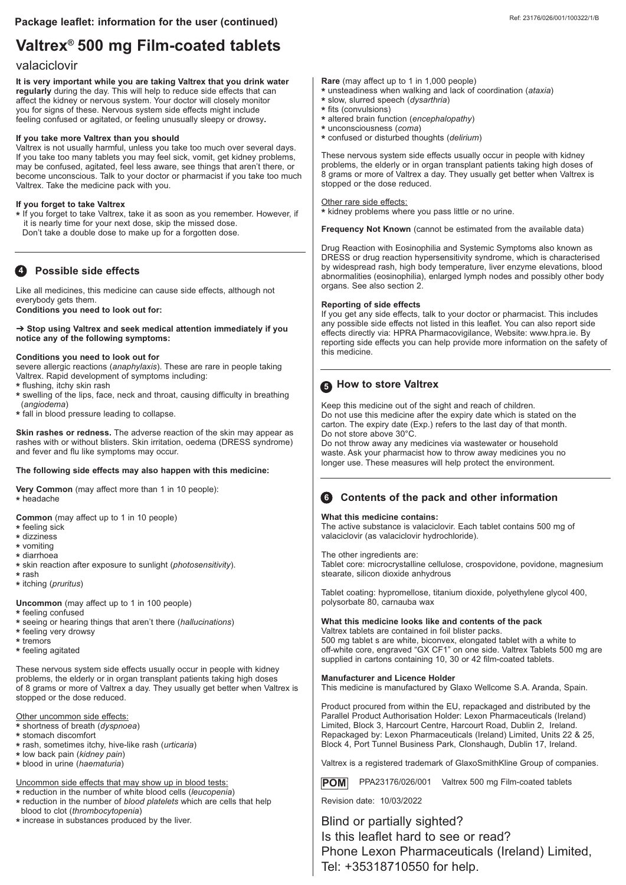**Package leaflet: information for the user (continued)**

# Valtrex® 500 mg Film-coated tablets

valaciclovir

**It is very important while you are taking Valtrex that you drink water regularly** during the day. This will help to reduce side effects that can affect the kidney or nervous system. Your doctor will closely monitor you for signs of these. Nervous system side effects might include feeling confused or agitated, or feeling unusually sleepy or drowsy**.**

**If you take more Valtrex than you should**

Valtrex is not usually harmful, unless you take too much over several days. If you take too many tablets you may feel sick, vomit, get kidney problems, may be confused, agitated, feel less aware, see things that aren't there, or become unconscious. Talk to your doctor or pharmacist if you take too much Valtrex. Take the medicine pack with you.

**If you forget to take Valtrex**

* If you forget to take Valtrex, take it as soon as you remember. However, if it is nearly time for your next dose, skip the missed dose. Don't take a double dose to make up for a forgotten dose.

## 4 Possible side effects

Like all medicines, this medicine can cause side effects, although not everybody gets them.
**Conditions you need to look out for:**

**➔ Stop using Valtrex and seek medical attention immediately if you notice any of the following symptoms:**

**Conditions you need to look out for**

severe allergic reactions (*anaphylaxis*). These are rare in people taking Valtrex. Rapid development of symptoms including:

* flushing, itchy skin rash
* swelling of the lips, face, neck and throat, causing difficulty in breathing (*angiodema*)
* fall in blood pressure leading to collapse.

**Skin rashes or redness.** The adverse reaction of the skin may appear as rashes with or without blisters. Skin irritation, oedema (DRESS syndrome) and fever and flu like symptoms may occur.

**The following side effects may also happen with this medicine:**

**Very Common** (may affect more than 1 in 10 people):

* headache

**Common** (may affect up to 1 in 10 people)

* feeling sick
* dizziness
* vomiting
* diarrhoea
* skin reaction after exposure to sunlight (*photosensitivity*).
* rash
* itching (*pruritus*)

**Uncommon** (may affect up to 1 in 100 people)

* feeling confused
* seeing or hearing things that aren't there (*hallucinations*)
* feeling very drowsy
* tremors
* feeling agitated

These nervous system side effects usually occur in people with kidney problems, the elderly or in organ transplant patients taking high doses of 8 grams or more of Valtrex a day. They usually get better when Valtrex is stopped or the dose reduced.

Other uncommon side effects:

* shortness of breath (*dyspnoea*)
* stomach discomfort
* rash, sometimes itchy, hive-like rash (*urticaria*)
* low back pain (*kidney pain*)
* blood in urine (*haematuria*)

Uncommon side effects that may show up in blood tests:

* reduction in the number of white blood cells (*leucopenia*)
* reduction in the number of *blood platelets* which are cells that help blood to clot (*thrombocytopenia*)
* increase in substances produced by the liver.

**Rare** (may affect up to 1 in 1,000 people)

* unsteadiness when walking and lack of coordination (*ataxia*)
* slow, slurred speech (*dysarthria*)
* fits (convulsions)
* altered brain function (*encephalopathy*)
* unconsciousness (*coma*)
* confused or disturbed thoughts (*delirium*)

These nervous system side effects usually occur in people with kidney problems, the elderly or in organ transplant patients taking high doses of 8 grams or more of Valtrex a day. They usually get better when Valtrex is stopped or the dose reduced.

Other rare side effects:

* kidney problems where you pass little or no urine.

**Frequency Not Known** (cannot be estimated from the available data)

Drug Reaction with Eosinophilia and Systemic Symptoms also known as DRESS or drug reaction hypersensitivity syndrome, which is characterised by widespread rash, high body temperature, liver enzyme elevations, blood abnormalities (eosinophilia), enlarged lymph nodes and possibly other body organs. See also section 2.

**Reporting of side effects**

If you get any side effects, talk to your doctor or pharmacist. This includes any possible side effects not listed in this leaflet. You can also report side effects directly via: HPRA Pharmacovigilance, Website: www.hpra.ie. By reporting side effects you can help provide more information on the safety of this medicine.

## 5 How to store Valtrex

Keep this medicine out of the sight and reach of children.
Do not use this medicine after the expiry date which is stated on the carton. The expiry date (Exp.) refers to the last day of that month.
Do not store above 30°C.
Do not throw away any medicines via wastewater or household waste. Ask your pharmacist how to throw away medicines you no longer use. These measures will help protect the environment.

## 6 Contents of the pack and other information

**What this medicine contains:**

The active substance is valaciclovir. Each tablet contains 500 mg of valaciclovir (as valaciclovir hydrochloride).

The other ingredients are:
Tablet core: microcrystalline cellulose, crospovidone, povidone, magnesium stearate, silicon dioxide anhydrous

Tablet coating: hypromellose, titanium dioxide, polyethylene glycol 400, polysorbate 80, carnauba wax

**What this medicine looks like and contents of the pack**

Valtrex tablets are contained in foil blister packs.
500 mg tablet s are white, biconvex, elongated tablet with a white to off-white core, engraved "GX CF1" on one side. Valtrex Tablets 500 mg are supplied in cartons containing 10, 30 or 42 film-coated tablets.

**Manufacturer and Licence Holder**

This medicine is manufactured by Glaxo Wellcome S.A. Aranda, Spain.

Product procured from within the EU, repackaged and distributed by the Parallel Product Authorisation Holder: Lexon Pharmaceuticals (Ireland) Limited, Block 3, Harcourt Centre, Harcourt Road, Dublin 2, Ireland.
Repackaged by: Lexon Pharmaceuticals (Ireland) Limited, Units 22 & 25, Block 4, Port Tunnel Business Park, Clonshaugh, Dublin 17, Ireland.

Valtrex is a registered trademark of GlaxoSmithKline Group of companies.

**POM** PPA23176/026/001 Valtrex 500 mg Film-coated tablets

Revision date: 10/03/2022

Blind or partially sighted?
Is this leaflet hard to see or read?
Phone Lexon Pharmaceuticals (Ireland) Limited,
Tel: +35318710550 for help.